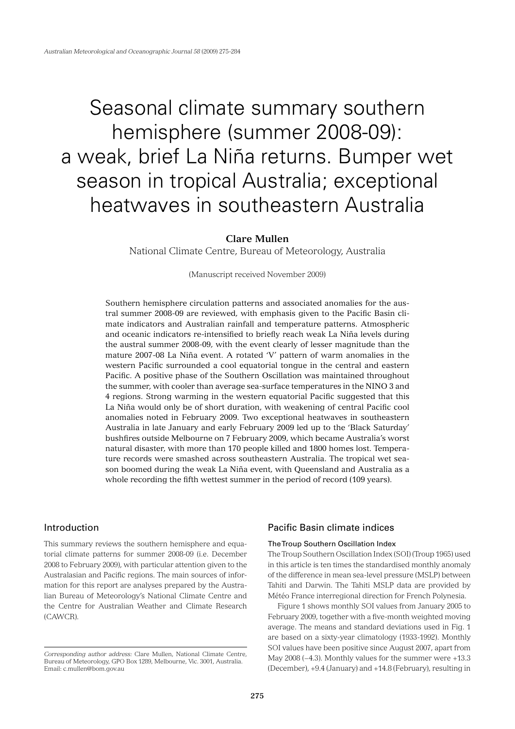# Seasonal climate summary southern hemisphere (summer 2008-09): a weak, brief La Niña returns. Bumper wet season in tropical Australia; exceptional heatwaves in southeastern Australia

**Clare Mullen**

National Climate Centre, Bureau of Meteorology, Australia

(Manuscript received November 2009)

Southern hemisphere circulation patterns and associated anomalies for the austral summer 2008-09 are reviewed, with emphasis given to the Pacific Basin climate indicators and Australian rainfall and temperature patterns. Atmospheric and oceanic indicators re-intensified to briefly reach weak La Niña levels during the austral summer 2008-09, with the event clearly of lesser magnitude than the mature 2007-08 La Niña event. A rotated 'V' pattern of warm anomalies in the western Pacific surrounded a cool equatorial tongue in the central and eastern Pacific. A positive phase of the Southern Oscillation was maintained throughout the summer, with cooler than average sea-surface temperatures in the NINO 3 and 4 regions. Strong warming in the western equatorial Pacific suggested that this La Niña would only be of short duration, with weakening of central Pacific cool anomalies noted in February 2009. Two exceptional heatwaves in southeastern Australia in late January and early February 2009 led up to the 'Black Saturday' bushfires outside Melbourne on 7 February 2009, which became Australia's worst natural disaster, with more than 170 people killed and 1800 homes lost. Temperature records were smashed across southeastern Australia. The tropical wet season boomed during the weak La Niña event, with Queensland and Australia as a whole recording the fifth wettest summer in the period of record (109 years).

## Introduction

This summary reviews the southern hemisphere and equatorial climate patterns for summer 2008-09 (i.e. December 2008 to February 2009), with particular attention given to the Australasian and Pacific regions. The main sources of information for this report are analyses prepared by the Australian Bureau of Meteorology's National Climate Centre and the Centre for Australian Weather and Climate Research (CAWCR).

*Corresponding author address:* Clare Mullen, National Climate Centre, Bureau of Meteorology, GPO Box 1289, Melbourne, Vic. 3001, Australia. Email: c.mullen@bom.gov.au

## Pacific Basin climate indices

### The Troup Southern Oscillation Index

The Troup Southern Oscillation Index (SOI) (Troup 1965) used in this article is ten times the standardised monthly anomaly of the difference in mean sea-level pressure (MSLP) between Tahiti and Darwin. The Tahiti MSLP data are provided by Météo France interregional direction for French Polynesia.

Figure 1 shows monthly SOI values from January 2005 to February 2009, together with a five-month weighted moving average. The means and standard deviations used in Fig. 1 are based on a sixty-year climatology (1933-1992). Monthly SOI values have been positive since August 2007, apart from May 2008 (–4.3). Monthly values for the summer were +13.3 (December), +9.4 (January) and +14.8 (February), resulting in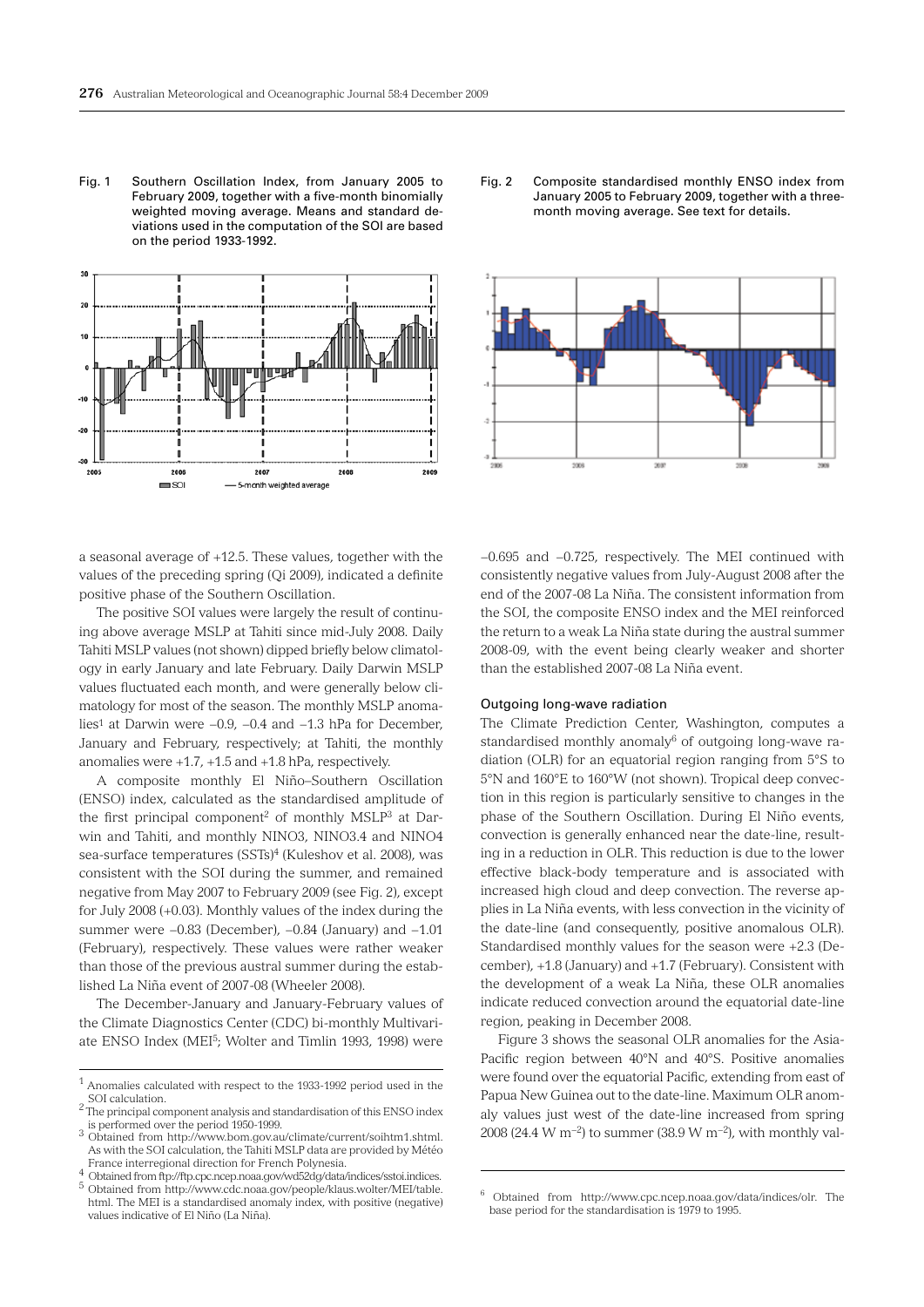Fig. 1 Southern Oscillation Index, from January 2005 to February 2009, together with a five-month binomially weighted moving average. Means and standard deviations used in the computation of the SOI are based on the period 1933-1992.

Fig. 2 Composite standardised monthly ENSO index from January 2005 to February 2009, together with a three-month moving average. See text for details.

a seasonal average of +12.5. These values, together with the values of the preceding spring (Qi 2009), indicated a definite positive phase of the Southern Oscillation.

The positive SOI values were largely the result of continuing above average MSLP at Tahiti since mid-July 2008. Daily Tahiti MSLP values (not shown) dipped briefly below climatology in early January and late February. Daily Darwin MSLP values fluctuated each month, and were generally below climatology for most of the season. The monthly MSLP anomalies[1] at Darwin were –0.9, –0.4 and –1.3 hPa for December, January and February, respectively; at Tahiti, the monthly anomalies were +1.7, +1.5 and +1.8 hPa, respectively.

A composite monthly El Niño–Southern Oscillation (ENSO) index, calculated as the standardised amplitude of the first principal component[2] of monthly MSLP[3] at Darwin and Tahiti, and monthly NINO3, NINO3.4 and NINO4 sea-surface temperatures (SSTs)[4] (Kuleshov et al. 2008), was consistent with the SOI during the summer, and remained negative from May 2007 to February 2009 (see Fig. 2), except for July 2008 (+0.03). Monthly values of the index during the summer were –0.83 (December), –0.84 (January) and –1.01 (February), respectively. These values were rather weaker than those of the previous austral summer during the established La Niña event of 2007-08 (Wheeler 2008).

The December-January and January-February values of the Climate Diagnostics Center (CDC) bi-monthly Multivariate ENSO Index (MEI[5]; Wolter and Timlin 1993, 1998) were –0.695 and –0.725, respectively. The MEI continued with consistently negative values from July-August 2008 after the end of the 2007-08 La Niña. The consistent information from the SOI, the composite ENSO index and the MEI reinforced the return to a weak La Niña state during the austral summer 2008-09, with the event being clearly weaker and shorter than the established 2007-08 La Niña event.

### Outgoing long-wave radiation

The Climate Prediction Center, Washington, computes a standardised monthly anomaly[6] of outgoing long-wave radiation (OLR) for an equatorial region ranging from 5°S to 5°N and 160°E to 160°W (not shown). Tropical deep convection in this region is particularly sensitive to changes in the phase of the Southern Oscillation. During El Niño events, convection is generally enhanced near the date-line, resulting in a reduction in OLR. This reduction is due to the lower effective black-body temperature and is associated with increased high cloud and deep convection. The reverse applies in La Niña events, with less convection in the vicinity of the date-line (and consequently, positive anomalous OLR). Standardised monthly values for the season were +2.3 (December), +1.8 (January) and +1.7 (February). Consistent with the development of a weak La Niña, these OLR anomalies indicate reduced convection around the equatorial date-line region, peaking in December 2008.

Figure 3 shows the seasonal OLR anomalies for the Asia-Pacific region between 40°N and 40°S. Positive anomalies were found over the equatorial Pacific, extending from east of Papua New Guinea out to the date-line. Maximum OLR anomaly values just west of the date-line increased from spring 2008 (24.4 W m$^{-2}$) to summer (38.9 W m$^{-2}$), with monthly val-

---

[1] Anomalies calculated with respect to the 1933-1992 period used in the SOI calculation.

[2] The principal component analysis and standardisation of this ENSO index is performed over the period 1950-1999.

[3] Obtained from http://www.bom.gov.au/climate/current/soihtm1.shtml. As with the SOI calculation, the Tahiti MSLP data are provided by Météo France interregional direction for French Polynesia.

[4] Obtained from ftp://ftp.cpc.ncep.noaa.gov/wd52dg/data/indices/sstoi.indices.

[5] Obtained from http://www.cdc.noaa.gov/people/klaus.wolter/MEI/table.html. The MEI is a standardised anomaly index, with positive (negative) values indicative of El Niño (La Niña).

[6] Obtained from http://www.cpc.ncep.noaa.gov/data/indices/olr. The base period for the standardisation is 1979 to 1995.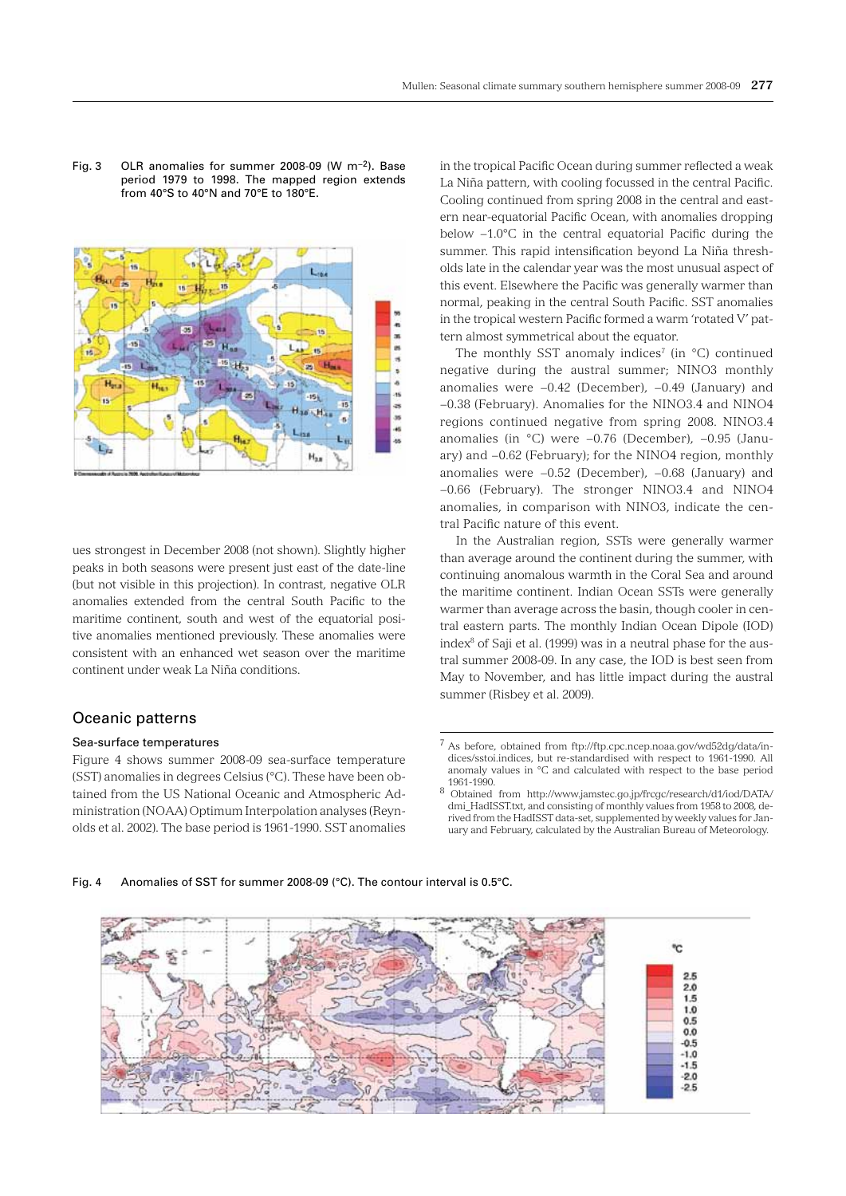Fig. 3 OLR anomalies for summer 2008-09 (W m$^{-2}$). Base period 1979 to 1998. The mapped region extends from 40°S to 40°N and 70°E to 180°E.

ues strongest in December 2008 (not shown). Slightly higher peaks in both seasons were present just east of the date-line (but not visible in this projection). In contrast, negative OLR anomalies extended from the central South Pacific to the maritime continent, south and west of the equatorial positive anomalies mentioned previously. These anomalies were consistent with an enhanced wet season over the maritime continent under weak La Niña conditions.

## Oceanic patterns

### Sea-surface temperatures

Figure 4 shows summer 2008-09 sea-surface temperature (SST) anomalies in degrees Celsius (°C). These have been obtained from the US National Oceanic and Atmospheric Administration (NOAA) Optimum Interpolation analyses (Reynolds et al. 2002). The base period is 1961-1990. SST anomalies in the tropical Pacific Ocean during summer reflected a weak La Niña pattern, with cooling focussed in the central Pacific. Cooling continued from spring 2008 in the central and eastern near-equatorial Pacific Ocean, with anomalies dropping below –1.0°C in the central equatorial Pacific during the summer. This rapid intensification beyond La Niña thresholds late in the calendar year was the most unusual aspect of this event. Elsewhere the Pacific was generally warmer than normal, peaking in the central South Pacific. SST anomalies in the tropical western Pacific formed a warm 'rotated V' pattern almost symmetrical about the equator.

The monthly SST anomaly indices[7] (in °C) continued negative during the austral summer; NINO3 monthly anomalies were –0.42 (December), –0.49 (January) and –0.38 (February). Anomalies for the NINO3.4 and NINO4 regions continued negative from spring 2008. NINO3.4 anomalies (in °C) were –0.76 (December), –0.95 (January) and –0.62 (February); for the NINO4 region, monthly anomalies were –0.52 (December), –0.68 (January) and –0.66 (February). The stronger NINO3.4 and NINO4 anomalies, in comparison with NINO3, indicate the central Pacific nature of this event.

In the Australian region, SSTs were generally warmer than average around the continent during the summer, with continuing anomalous warmth in the Coral Sea and around the maritime continent. Indian Ocean SSTs were generally warmer than average across the basin, though cooler in central eastern parts. The monthly Indian Ocean Dipole (IOD) index[8] of Saji et al. (1999) was in a neutral phase for the austral summer 2008-09. In any case, the IOD is best seen from May to November, and has little impact during the austral summer (Risbey et al. 2009).

[7] As before, obtained from ftp://ftp.cpc.ncep.noaa.gov/wd52dg/data/indices/sstoi.indices, but re-standardised with respect to 1961-1990. All anomaly values in °C and calculated with respect to the base period 1961-1990.

[8] Obtained from http://www.jamstec.go.jp/frcgc/research/d1/iod/DATA/dmi_HadISST.txt, and consisting of monthly values from 1958 to 2008, derived from the HadISST data-set, supplemented by weekly values for January and February, calculated by the Australian Bureau of Meteorology.

Fig. 4 Anomalies of SST for summer 2008-09 (°C). The contour interval is 0.5°C.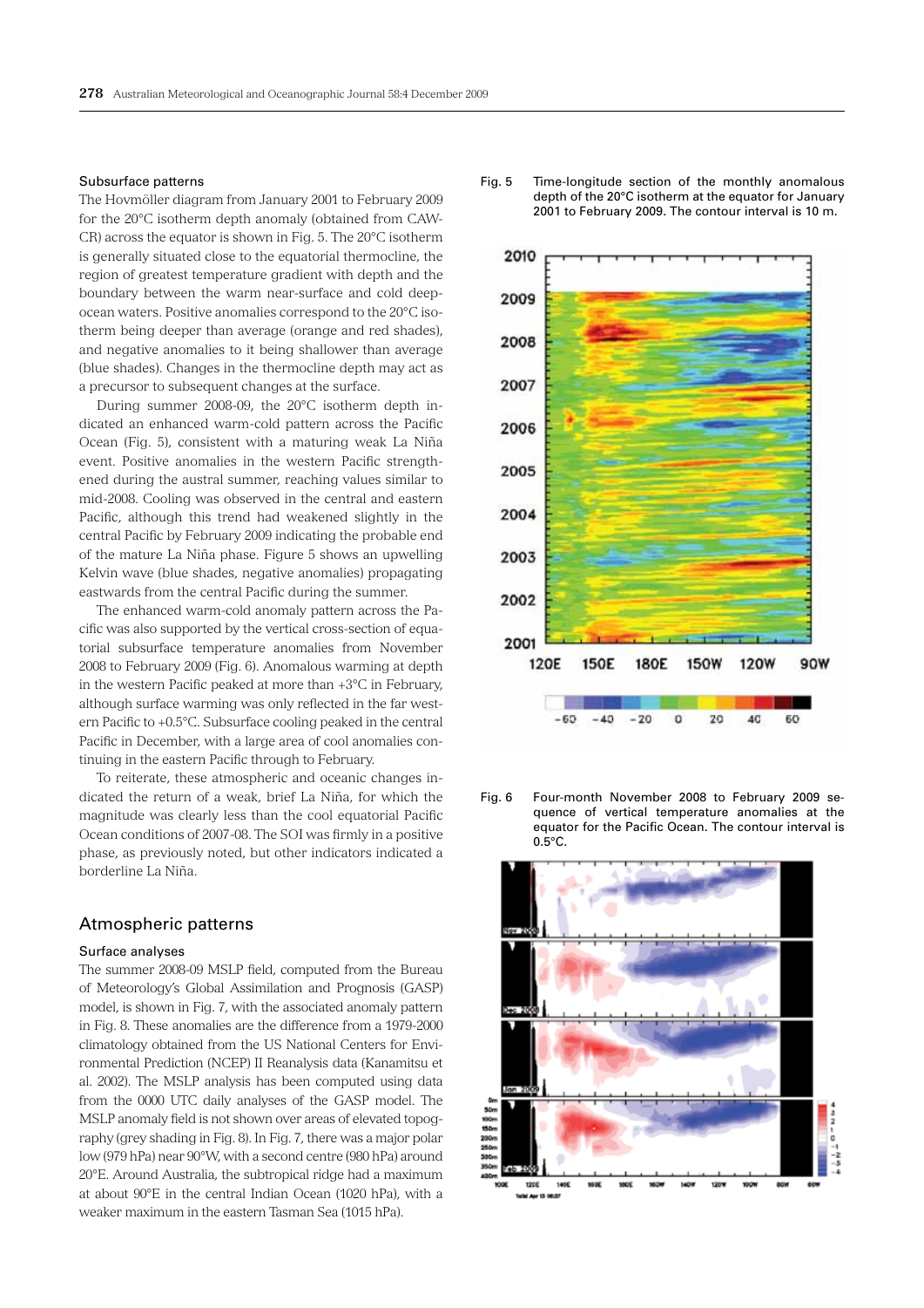### Subsurface patterns

The Hovmöller diagram from January 2001 to February 2009 for the 20°C isotherm depth anomaly (obtained from CAWCR) across the equator is shown in Fig. 5. The 20°C isotherm is generally situated close to the equatorial thermocline, the region of greatest temperature gradient with depth and the boundary between the warm near-surface and cold deep-ocean waters. Positive anomalies correspond to the 20°C isotherm being deeper than average (orange and red shades), and negative anomalies to it being shallower than average (blue shades). Changes in the thermocline depth may act as a precursor to subsequent changes at the surface.

During summer 2008-09, the 20°C isotherm depth indicated an enhanced warm-cold pattern across the Pacific Ocean (Fig. 5), consistent with a maturing weak La Niña event. Positive anomalies in the western Pacific strengthened during the austral summer, reaching values similar to mid-2008. Cooling was observed in the central and eastern Pacific, although this trend had weakened slightly in the central Pacific by February 2009 indicating the probable end of the mature La Niña phase. Figure 5 shows an upwelling Kelvin wave (blue shades, negative anomalies) propagating eastwards from the central Pacific during the summer.

The enhanced warm-cold anomaly pattern across the Pacific was also supported by the vertical cross-section of equatorial subsurface temperature anomalies from November 2008 to February 2009 (Fig. 6). Anomalous warming at depth in the western Pacific peaked at more than +3°C in February, although surface warming was only reflected in the far western Pacific to +0.5°C. Subsurface cooling peaked in the central Pacific in December, with a large area of cool anomalies continuing in the eastern Pacific through to February.

To reiterate, these atmospheric and oceanic changes indicated the return of a weak, brief La Niña, for which the magnitude was clearly less than the cool equatorial Pacific Ocean conditions of 2007-08. The SOI was firmly in a positive phase, as previously noted, but other indicators indicated a borderline La Niña.

Fig. 5 Time-longitude section of the monthly anomalous depth of the 20°C isotherm at the equator for January 2001 to February 2009. The contour interval is 10 m.

Fig. 6 Four-month November 2008 to February 2009 sequence of vertical temperature anomalies at the equator for the Pacific Ocean. The contour interval is 0.5°C.

## Atmospheric patterns

### Surface analyses

The summer 2008-09 MSLP field, computed from the Bureau of Meteorology's Global Assimilation and Prognosis (GASP) model, is shown in Fig. 7, with the associated anomaly pattern in Fig. 8. These anomalies are the difference from a 1979-2000 climatology obtained from the US National Centers for Environmental Prediction (NCEP) II Reanalysis data (Kanamitsu et al. 2002). The MSLP analysis has been computed using data from the 0000 UTC daily analyses of the GASP model. The MSLP anomaly field is not shown over areas of elevated topography (grey shading in Fig. 8). In Fig. 7, there was a major polar low (979 hPa) near 90°W, with a second centre (980 hPa) around 20°E. Around Australia, the subtropical ridge had a maximum at about 90°E in the central Indian Ocean (1020 hPa), with a weaker maximum in the eastern Tasman Sea (1015 hPa).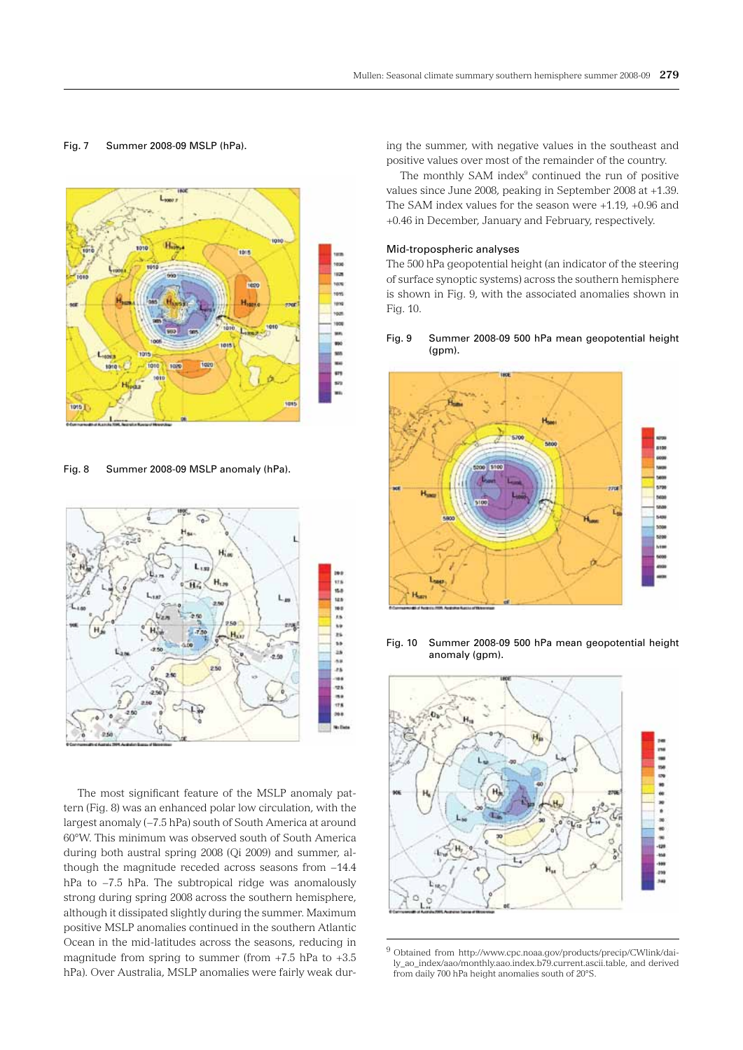Fig. 7 Summer 2008-09 MSLP (hPa).

Fig. 8 Summer 2008-09 MSLP anomaly (hPa).

The most significant feature of the MSLP anomaly pattern (Fig. 8) was an enhanced polar low circulation, with the largest anomaly (–7.5 hPa) south of South America at around 60°W. This minimum was observed south of South America during both austral spring 2008 (Qi 2009) and summer, although the magnitude receded across seasons from –14.4 hPa to –7.5 hPa. The subtropical ridge was anomalously strong during spring 2008 across the southern hemisphere, although it dissipated slightly during the summer. Maximum positive MSLP anomalies continued in the southern Atlantic Ocean in the mid-latitudes across the seasons, reducing in magnitude from spring to summer (from +7.5 hPa to +3.5 hPa). Over Australia, MSLP anomalies were fairly weak during the summer, with negative values in the southeast and positive values over most of the remainder of the country.

The monthly SAM index[9] continued the run of positive values since June 2008, peaking in September 2008 at +1.39. The SAM index values for the season were +1.19, +0.96 and +0.46 in December, January and February, respectively.

### Mid-tropospheric analyses

The 500 hPa geopotential height (an indicator of the steering of surface synoptic systems) across the southern hemisphere is shown in Fig. 9, with the associated anomalies shown in Fig. 10.

Fig. 9 Summer 2008-09 500 hPa mean geopotential height (gpm).

Fig. 10 Summer 2008-09 500 hPa mean geopotential height anomaly (gpm).

[9] Obtained from http://www.cpc.noaa.gov/products/precip/CWlink/daily_ao_index/aao/monthly.aao.index.b79.current.ascii.table, and derived from daily 700 hPa height anomalies south of 20°S.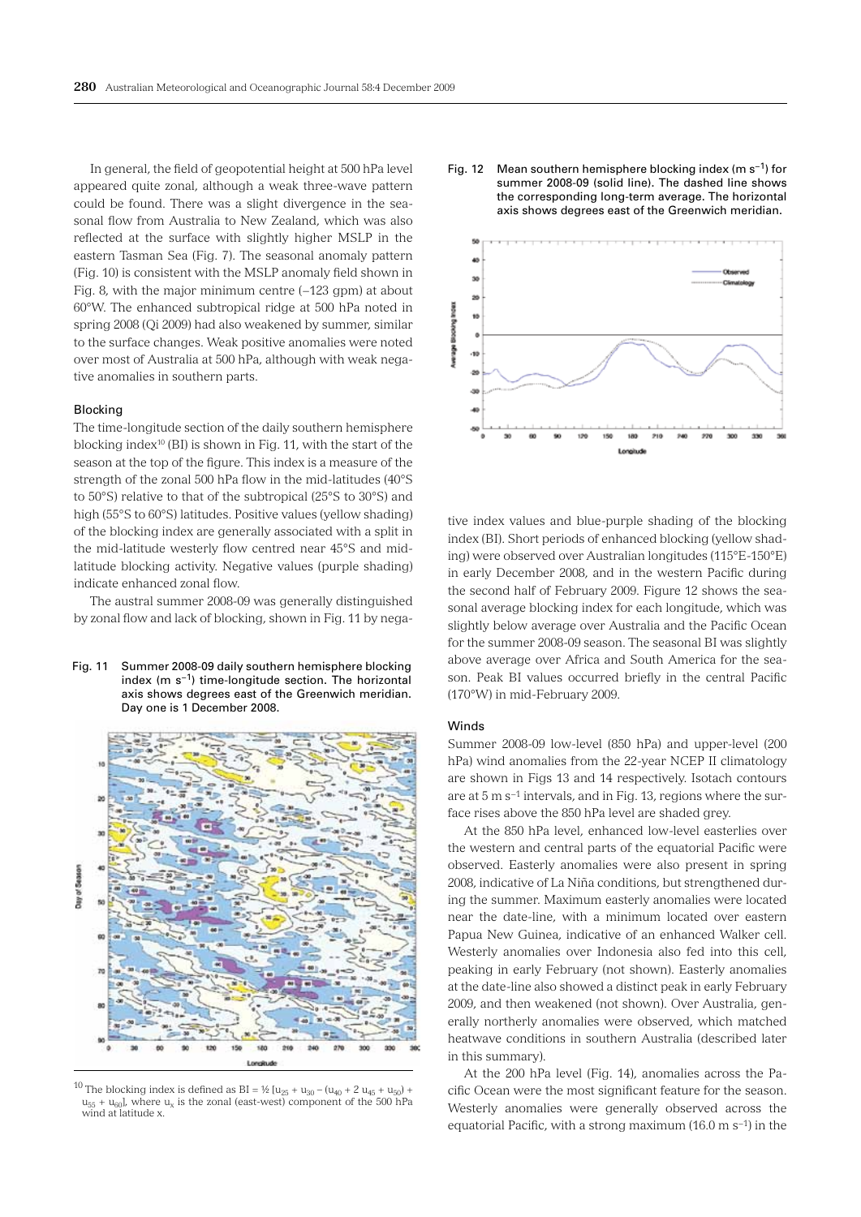In general, the field of geopotential height at 500 hPa level appeared quite zonal, although a weak three-wave pattern could be found. There was a slight divergence in the seasonal flow from Australia to New Zealand, which was also reflected at the surface with slightly higher MSLP in the eastern Tasman Sea (Fig. 7). The seasonal anomaly pattern (Fig. 10) is consistent with the MSLP anomaly field shown in Fig. 8, with the major minimum centre (–123 gpm) at about 60°W. The enhanced subtropical ridge at 500 hPa noted in spring 2008 (Qi 2009) had also weakened by summer, similar to the surface changes. Weak positive anomalies were noted over most of Australia at 500 hPa, although with weak negative anomalies in southern parts.

### Blocking

The time-longitude section of the daily southern hemisphere blocking index[10] (BI) is shown in Fig. 11, with the start of the season at the top of the figure. This index is a measure of the strength of the zonal 500 hPa flow in the mid-latitudes (40°S to 50°S) relative to that of the subtropical (25°S to 30°S) and high (55°S to 60°S) latitudes. Positive values (yellow shading) of the blocking index are generally associated with a split in the mid-latitude westerly flow centred near 45°S and mid-latitude blocking activity. Negative values (purple shading) indicate enhanced zonal flow.

The austral summer 2008-09 was generally distinguished by zonal flow and lack of blocking, shown in Fig. 11 by negative index values and blue-purple shading of the blocking index (BI). Short periods of enhanced blocking (yellow shading) were observed over Australian longitudes (115°E-150°E) in early December 2008, and in the western Pacific during the second half of February 2009. Figure 12 shows the seasonal average blocking index for each longitude, which was slightly below average over Australia and the Pacific Ocean for the summer 2008-09 season. The seasonal BI was slightly above average over Africa and South America for the season. Peak BI values occurred briefly in the central Pacific (170°W) in mid-February 2009.

Fig. 11 Summer 2008-09 daily southern hemisphere blocking index (m s$^{-1}$) time-longitude section. The horizontal axis shows degrees east of the Greenwich meridian. Day one is 1 December 2008.

Fig. 12 Mean southern hemisphere blocking index (m s$^{-1}$) for summer 2008-09 (solid line). The dashed line shows the corresponding long-term average. The horizontal axis shows degrees east of the Greenwich meridian.

### Winds

Summer 2008-09 low-level (850 hPa) and upper-level (200 hPa) wind anomalies from the 22-year NCEP II climatology are shown in Figs 13 and 14 respectively. Isotach contours are at 5 m s$^{-1}$ intervals, and in Fig. 13, regions where the surface rises above the 850 hPa level are shaded grey.

At the 850 hPa level, enhanced low-level easterlies over the western and central parts of the equatorial Pacific were observed. Easterly anomalies were also present in spring 2008, indicative of La Niña conditions, but strengthened during the summer. Maximum easterly anomalies were located near the date-line, with a minimum located over eastern Papua New Guinea, indicative of an enhanced Walker cell. Westerly anomalies over Indonesia also fed into this cell, peaking in early February (not shown). Easterly anomalies at the date-line also showed a distinct peak in early February 2009, and then weakened (not shown). Over Australia, generally northerly anomalies were observed, which matched heatwave conditions in southern Australia (described later in this summary).

At the 200 hPa level (Fig. 14), anomalies across the Pacific Ocean were the most significant feature for the season. Westerly anomalies were generally observed across the equatorial Pacific, with a strong maximum (16.0 m s$^{-1}$) in the

[10] The blocking index is defined as $BI = ½ [u_{25} + u_{30} – (u_{40} + 2 u_{45} + u_{50}) + u_{55} + u_{60}]$, where $u_x$ is the zonal (east-west) component of the 500 hPa wind at latitude x.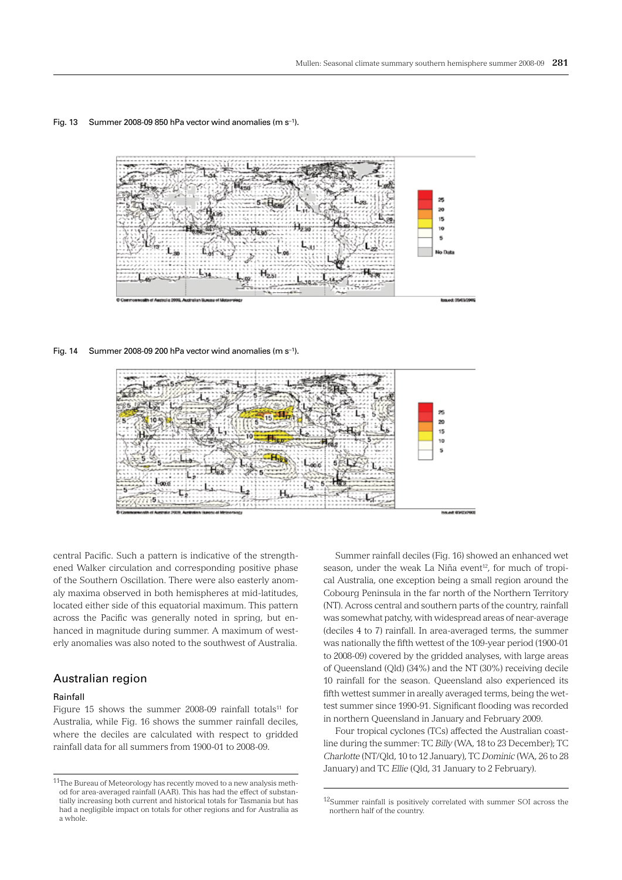Fig. 13 Summer 2008-09 850 hPa vector wind anomalies (m s$^{-1}$).

Fig. 14 Summer 2008-09 200 hPa vector wind anomalies (m s$^{-1}$).

central Pacific. Such a pattern is indicative of the strengthened Walker circulation and corresponding positive phase of the Southern Oscillation. There were also easterly anomaly maxima observed in both hemispheres at mid-latitudes, located either side of this equatorial maximum. This pattern across the Pacific was generally noted in spring, but enhanced in magnitude during summer. A maximum of westerly anomalies was also noted to the southwest of Australia.

## Australian region

### Rainfall

Figure 15 shows the summer 2008-09 rainfall totals[11] for Australia, while Fig. 16 shows the summer rainfall deciles, where the deciles are calculated with respect to gridded rainfall data for all summers from 1900-01 to 2008-09.

Summer rainfall deciles (Fig. 16) showed an enhanced wet season, under the weak La Niña event[12], for much of tropical Australia, one exception being a small region around the Cobourg Peninsula in the far north of the Northern Territory (NT). Across central and southern parts of the country, rainfall was somewhat patchy, with widespread areas of near-average (deciles 4 to 7) rainfall. In area-averaged terms, the summer was nationally the fifth wettest of the 109-year period (1900-01 to 2008-09) covered by the gridded analyses, with large areas of Queensland (Qld) (34%) and the NT (30%) receiving decile 10 rainfall for the season. Queensland also experienced its fifth wettest summer in areally averaged terms, being the wettest summer since 1990-91. Significant flooding was recorded in northern Queensland in January and February 2009.

Four tropical cyclones (TCs) affected the Australian coastline during the summer: TC *Billy* (WA, 18 to 23 December); TC *Charlotte* (NT/Qld, 10 to 12 January), TC *Dominic* (WA, 26 to 28 January) and TC *Ellie* (Qld, 31 January to 2 February).

[11] The Bureau of Meteorology has recently moved to a new analysis method for area-averaged rainfall (AAR). This has had the effect of substantially increasing both current and historical totals for Tasmania but has had a negligible impact on totals for other regions and for Australia as a whole.

[12] Summer rainfall is positively correlated with summer SOI across the northern half of the country.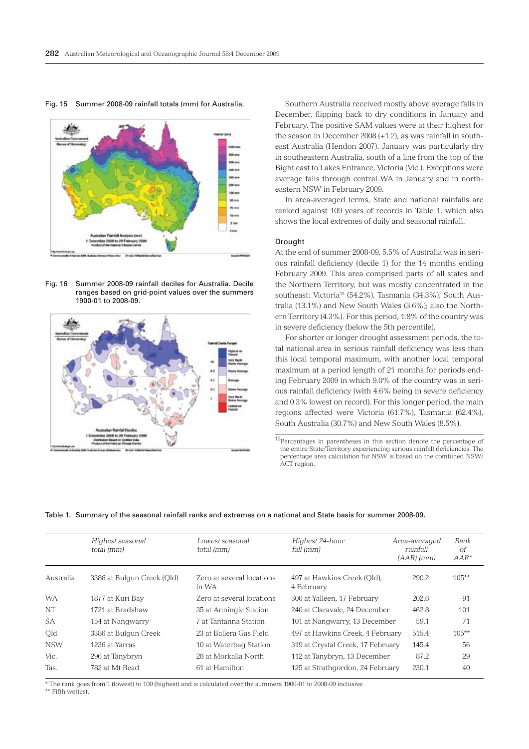Fig. 15 Summer 2008-09 rainfall totals (mm) for Australia.

Fig. 16 Summer 2008-09 rainfall deciles for Australia. Decile ranges based on grid-point values over the summers 1900-01 to 2008-09.

Southern Australia received mostly above average falls in December, flipping back to dry conditions in January and February. The positive SAM values were at their highest for the season in December 2008 (+1.2), as was rainfall in southeast Australia (Hendon 2007). January was particularly dry in southeastern Australia, south of a line from the top of the Bight east to Lakes Entrance, Victoria (Vic.). Exceptions were average falls through central WA in January and in northeastern NSW in February 2009.

In area-averaged terms, State and national rainfalls are ranked against 109 years of records in Table 1, which also shows the local extremes of daily and seasonal rainfall.

### Drought

At the end of summer 2008-09, 5.5% of Australia was in serious rainfall deficiency (decile 1) for the 14 months ending February 2009. This area comprised parts of all states and the Northern Territory, but was mostly concentrated in the southeast: Victoria[13] (54.2%), Tasmania (34.3%), South Australia (13.1%) and New South Wales (3.6%); also the Northern Territory (4.3%). For this period, 1.8% of the country was in severe deficiency (below the 5th percentile).

For shorter or longer drought assessment periods, the total national area in serious rainfall deficiency was less than this local temporal maximum, with another local temporal maximum at a period length of 21 months for periods ending February 2009 in which 9.0% of the country was in serious rainfall deficiency (with 4.6% being in severe deficiency and 0.3% lowest on record). For this longer period, the main regions affected were Victoria (61.7%), Tasmania (62.4%), South Australia (30.7%) and New South Wales (8.5%).

[13] Percentages in parentheses in this section denote the percentage of the entire State/Territory experiencing serious rainfall deficiencies. The percentage area calculation for NSW is based on the combined NSW/ACT region.

Table 1. Summary of the seasonal rainfall ranks and extremes on a national and State basis for summer 2008-09.

| | *Highest seasonal total (mm)* | *Lowest seasonal total (mm)* | *Highest 24-hour fall (mm)* | *Area-averaged rainfall (AAR) (mm)* | *Rank of AAR\** |
|---|---|---|---|---|---|
| Australia | 3386 at Bulgun Creek (Qld) | Zero at several locations in WA | 497 at Hawkins Creek (Qld), 4 February | 290.2 | 105** |
| WA | 1877 at Kuri Bay | Zero at several locations | 300 at Yalleen, 17 February | 202.6 | 91 |
| NT | 1721 at Bradshaw | 35 at Anningie Station | 240 at Claravale, 24 December | 462.8 | 101 |
| SA | 154 at Nangwarry | 7 at Tantanna Station | 101 at Nangwarry, 13 December | 59.1 | 71 |
| Qld | 3386 at Bulgun Creek | 23 at Ballera Gas Field | 497 at Hawkins Creek, 4 February | 515.4 | 105** |
| NSW | 1236 at Yarras | 10 at Waterbag Station | 319 at Crystal Creek, 17 February | 145.4 | 56 |
| Vic. | 296 at Tanybryn | 28 at Morkalla North | 112 at Tanybryn, 13 December | 87.2 | 29 |
| Tas. | 782 at Mt Read | 61 at Hamilton | 125 at Strathgordon, 24 February | 230.1 | 40 |

\* The rank goes from 1 (lowest) to 109 (highest) and is calculated over the summers 1900-01 to 2008-09 inclusive.
** Fifth wettest.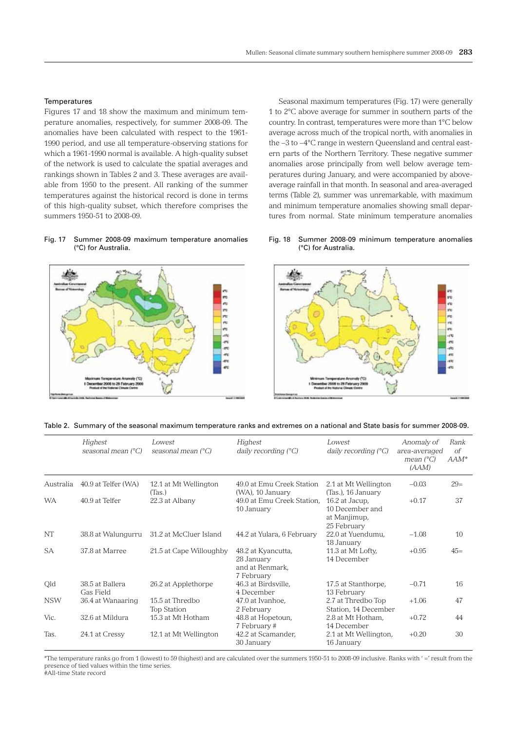### Temperatures

Figures 17 and 18 show the maximum and minimum temperature anomalies, respectively, for summer 2008-09. The anomalies have been calculated with respect to the 1961-1990 period, and use all temperature-observing stations for which a 1961-1990 normal is available. A high-quality subset of the network is used to calculate the spatial averages and rankings shown in Tables 2 and 3. These averages are available from 1950 to the present. All ranking of the summer temperatures against the historical record is done in terms of this high-quality subset, which therefore comprises the summers 1950-51 to 2008-09.

Seasonal maximum temperatures (Fig. 17) were generally 1 to 2°C above average for summer in southern parts of the country. In contrast, temperatures were more than 1°C below average across much of the tropical north, with anomalies in the –3 to –4°C range in western Queensland and central eastern parts of the Northern Territory. These negative summer anomalies arose principally from well below average temperatures during January, and were accompanied by above-average rainfall in that month. In seasonal and area-averaged terms (Table 2), summer was unremarkable, with maximum and minimum temperature anomalies showing small departures from normal. State minimum temperature anomalies

Fig. 17 Summer 2008-09 maximum temperature anomalies (°C) for Australia.

Fig. 18 Summer 2008-09 minimum temperature anomalies (°C) for Australia.

Table 2. Summary of the seasonal maximum temperature ranks and extremes on a national and State basis for summer 2008-09.

| | *Highest seasonal mean (°C)* | *Lowest seasonal mean (°C)* | *Highest daily recording (°C)* | *Lowest daily recording (°C)* | *Anomaly of area-averaged mean (°C) (AAM)* | *Rank of AAM** |
|---|---|---|---|---|---|---|
| Australia | 40.9 at Telfer (WA) | 12.1 at Mt Wellington (Tas.) | 49.0 at Emu Creek Station (WA), 10 January | 2.1 at Mt Wellington (Tas.), 16 January | −0.03 | 29= |
| WA | 40.9 at Telfer | 22.3 at Albany | 49.0 at Emu Creek Station, 10 January | 16.2 at Jacup, 10 December and at Manjimup, 25 February | +0.17 | 37 |
| NT | 38.8 at Walungurru | 31.2 at McCluer Island | 44.2 at Yulara, 6 February | 22.0 at Yuendumu, 18 January | −1.08 | 10 |
| SA | 37.8 at Marree | 21.5 at Cape Willoughby | 48.2 at Kyancutta, 28 January and at Renmark, 7 February | 11.3 at Mt Lofty, 14 December | +0.95 | 45= |
| Qld | 38.5 at Ballera Gas Field | 26.2 at Applethorpe | 46.3 at Birdsville, 4 December | 17.5 at Stanthorpe, 13 February | −0.71 | 16 |
| NSW | 36.4 at Wanaaring | 15.5 at Thredbo Top Station | 47.0 at Ivanhoe, 2 February | 2.7 at Thredbo Top Station, 14 December | +1.06 | 47 |
| Vic. | 32.6 at Mildura | 15.3 at Mt Hotham | 48.8 at Hopetoun, 7 February # | 2.8 at Mt Hotham, 14 December | +0.72 | 44 |
| Tas. | 24.1 at Cressy | 12.1 at Mt Wellington | 42.2 at Scamander, 30 January | 2.1 at Mt Wellington, 16 January | +0.20 | 30 |

*The temperature ranks go from 1 (lowest) to 59 (highest) and are calculated over the summers 1950-51 to 2008-09 inclusive. Ranks with '=' result from the presence of tied values within the time series.
#All-time State record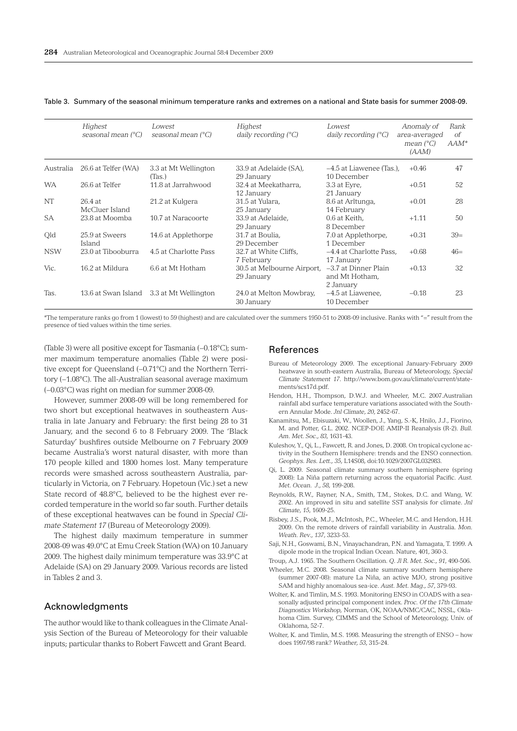Table 3. Summary of the seasonal minimum temperature ranks and extremes on a national and State basis for summer 2008-09.

| | *Highest seasonal mean (°C)* | *Lowest seasonal mean (°C)* | *Highest daily recording (°C)* | *Lowest daily recording (°C)* | *Anomaly of area-averaged mean (°C) (AAM)* | *Rank of AAM\** |
|---|---|---|---|---|---|---|
| Australia | 26.6 at Telfer (WA) | 3.3 at Mt Wellington (Tas.) | 33.9 at Adelaide (SA), 29 January | –4.5 at Liawenee (Tas.), 10 December | +0.46 | 47 |
| WA | 26.6 at Telfer | 11.8 at Jarrahwood | 32.4 at Meekatharra, 12 January | 3.3 at Eyre, 21 January | +0.51 | 52 |
| NT | 26.4 at McCluer Island | 21.2 at Kulgera | 31.5 at Yulara, 25 January | 8.6 at Arltunga, 14 February | +0.01 | 28 |
| SA | 23.8 at Moomba | 10.7 at Naracoorte | 33.9 at Adelaide, 29 January | 0.6 at Keith, 8 December | +1.11 | 50 |
| Qld | 25.9 at Sweers Island | 14.6 at Applethorpe | 31.7 at Boulia, 29 December | 7.0 at Applethorpe, 1 December | +0.31 | 39= |
| NSW | 23.0 at Tibooburra | 4.5 at Charlotte Pass | 32.7 at White Cliffs, 7 February | –4.4 at Charlotte Pass, 17 January | +0.68 | 46= |
| Vic. | 16.2 at Mildura | 6.6 at Mt Hotham | 30.5 at Melbourne Airport, 29 January | –3.7 at Dinner Plain and Mt Hotham, 2 January | +0.13 | 32 |
| Tas. | 13.6 at Swan Island | 3.3 at Mt Wellington | 24.0 at Melton Mowbray, 30 January | –4.5 at Liawenee, 10 December | –0.18 | 23 |

\*The temperature ranks go from 1 (lowest) to 59 (highest) and are calculated over the summers 1950-51 to 2008-09 inclusive. Ranks with "=" result from the presence of tied values within the time series.

(Table 3) were all positive except for Tasmania (–0.18°C); summer maximum temperature anomalies (Table 2) were positive except for Queensland (–0.71°C) and the Northern Territory (–1.08°C). The all-Australian seasonal average maximum (–0.03°C) was right on median for summer 2008-09.

However, summer 2008-09 will be long remembered for two short but exceptional heatwaves in southeastern Australia in late January and February: the first being 28 to 31 January, and the second 6 to 8 February 2009. The 'Black Saturday' bushfires outside Melbourne on 7 February 2009 became Australia's worst natural disaster, with more than 170 people killed and 1800 homes lost. Many temperature records were smashed across southeastern Australia, particularly in Victoria, on 7 February. Hopetoun (Vic.) set a new State record of 48.8°C, believed to be the highest ever recorded temperature in the world so far south. Further details of these exceptional heatwaves can be found in *Special Climate Statement 17* (Bureau of Meteorology 2009).

The highest daily maximum temperature in summer 2008-09 was 49.0°C at Emu Creek Station (WA) on 10 January 2009. The highest daily minimum temperature was 33.9°C at Adelaide (SA) on 29 January 2009. Various records are listed in Tables 2 and 3.

## Acknowledgments

The author would like to thank colleagues in the Climate Analysis Section of the Bureau of Meteorology for their valuable inputs; particular thanks to Robert Fawcett and Grant Beard.

## References

Bureau of Meteorology 2009. The exceptional January-February 2009 heatwave in south-eastern Australia, Bureau of Meteorology, *Special Climate Statement 17*. http://www.bom.gov.au/climate/current/statements/scs17d.pdf.

Hendon, H.H., Thompson, D.W.J. and Wheeler, M.C. 2007.Australian rainfall abd surface temperature variations associated with the Southern Annular Mode. *Jnl Climate*, *20*, 2452-67.

Kanamitsu, M., Ebisuzaki, W., Woollen, J., Yang, S.-K, Hnilo, J.J., Fiorino, M. and Potter, G.L. 2002. NCEP-DOE AMIP-II Reanalysis (R-2). *Bull. Am. Met. Soc.*, *83*, 1631-43.

Kuleshov, Y., Qi, L., Fawcett, R. and Jones, D. 2008. On tropical cyclone activity in the Southern Hemisphere: trends and the ENSO connection. *Geophys. Res. Lett.*, *35*, L14S08, doi:10.1029/2007GL032983.

Qi, L. 2009. Seasonal climate summary southern hemisphere (spring 2008): La Niña pattern returning across the equatorial Pacific. *Aust. Met. Ocean. J.*, *58*, 199-208.

Reynolds, R.W., Rayner, N.A., Smith, T.M., Stokes, D.C. and Wang, W. 2002. An improved in situ and satellite SST analysis for climate. *Jnl Climate*, *15*, 1609-25.

Risbey, J.S., Pook, M.J., McIntosh, P.C., Wheeler, M.C. and Hendon, H.H. 2009. On the remote drivers of rainfall variability in Australia. *Mon. Weath. Rev.*, *137*, 3233-53.

Saji, N.H., Goswami, B.N., Vinayachandran, P.N. and Yamagata, T. 1999. A dipole mode in the tropical Indian Ocean. Nature, 401, 360-3.

Troup, A.J. 1965. The Southern Oscillation. *Q. Jl R. Met. Soc.*, *91*, 490-506.

Wheeler, M.C. 2008. Seasonal climate summary southern hemisphere (summer 2007-08): mature La Niña, an active MJO, strong positive SAM and highly anomalous sea-ice. *Aust. Met. Mag.*, *57*, 379-93.

Wolter, K. and Timlin, M.S. 1993. Monitoring ENSO in COADS with a seasonally adjusted principal component index. *Proc. Of the 17th Climate Diagnostics Workshop*, Norman, OK, NOAA/NMC/CAC, NSSL, Oklahoma Clim. Survey, CIMMS and the School of Meteorology, Univ. of Oklahoma, 52-7.

Wolter, K. and Timlin, M.S. 1998. Measuring the strength of ENSO – how does 1997/98 rank? *Weather*, *53*, 315-24.